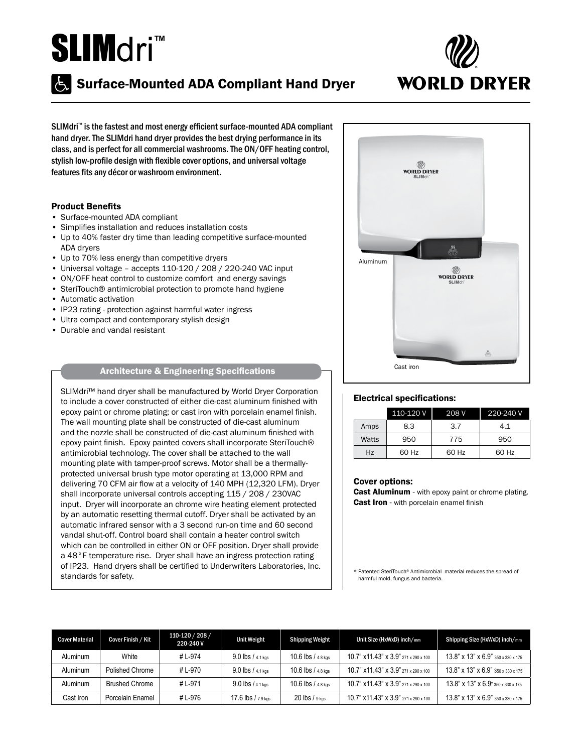# SLIMdri™

## Surface-Mounted ADA Compliant Hand Dryer

WORLD DRYER

SLIMdri™ is the fastest and most energy efficient surface-mounted ADA compliant hand dryer. The SLIMdri hand dryer provides the best drying performance in its class, and is perfect for all commercial washrooms. The ON/OFF heating control, stylish low-profile design with flexible cover options, and universal voltage features fits any décor or washroom environment.

### Product Benefits

- Surface-mounted ADA compliant
- Simplifies installation and reduces installation costs
- Up to 40% faster dry time than leading competitive surface-mounted ADA dryers
- Up to 70% less energy than competitive dryers
- Universal voltage – accepts 110-120 / 208 / 220-240 VAC input
- ON/OFF heat control to customize comfort and energy savings
- SteriTouch® antimicrobial protection to promote hand hygiene
- Automatic activation
- IP23 rating - protection against harmful water ingress
- Ultra compact and contemporary stylish design
- Durable and vandal resistant

Aluminum

Cast iron

### Architecture & Engineering Specifications

SLIMdri™ hand dryer shall be manufactured by World Dryer Corporation to include a cover constructed of either die-cast aluminum finished with epoxy paint or chrome plating; or cast iron with porcelain enamel finish. The wall mounting plate shall be constructed of die-cast aluminum and the nozzle shall be constructed of die-cast aluminum finished with epoxy paint finish. Epoxy painted covers shall incorporate SteriTouch® antimicrobial technology. The cover shall be attached to the wall mounting plate with tamper-proof screws. Motor shall be a thermally-protected universal brush type motor operating at 13,000 RPM and delivering 70 CFM air flow at a velocity of 140 MPH (12,320 LFM). Dryer shall incorporate universal controls accepting 115 / 208 / 230VAC input. Dryer will incorporate an chrome wire heating element protected by an automatic resetting thermal cutoff. Dryer shall be activated by an automatic infrared sensor with a 3 second run-on time and 60 second vandal shut-off. Control board shall contain a heater control switch which can be controlled in either ON or OFF position. Dryer shall provide a 48°F temperature rise. Dryer shall have an ingress protection rating of IP23. Hand dryers shall be certified to Underwriters Laboratories, Inc. standards for safety.

### Electrical specifications:

| | 110-120 V | 208 V | 220-240 V |
|---|---|---|---|
| Amps | 8.3 | 3.7 | 4.1 |
| Watts | 950 | 775 | 950 |
| Hz | 60 Hz | 60 Hz | 60 Hz |

### Cover options:

**Cast Aluminum** - with epoxy paint or chrome plating.
**Cast Iron** - with porcelain enamel finish

\* Patented SteriTouch® Antimicrobial material reduces the spread of harmful mold, fungus and bacteria.

| Cover Material | Cover Finish / Kit | 110-120 / 208 / 220-240 V | Unit Weight | Shipping Weight | Unit Size (HxWxD) inch/mm | Shipping Size (HxWxD) inch/mm |
|---|---|---|---|---|---|---|
| Aluminum | White | # L-974 | 9.0 lbs / 4.1 kgs | 10.6 lbs / 4.8 kgs | 10.7" x11.43" x 3.9" 271 x 290 x 100 | 13.8" x 13" x 6.9" 350 x 330 x 175 |
| Aluminum | Polished Chrome | # L-970 | 9.0 lbs / 4.1 kgs | 10.6 lbs / 4.8 kgs | 10.7" x11.43" x 3.9" 271 x 290 x 100 | 13.8" x 13" x 6.9" 350 x 330 x 175 |
| Aluminum | Brushed Chrome | # L-971 | 9.0 lbs / 4.1 kgs | 10.6 lbs / 4.8 kgs | 10.7" x11.43" x 3.9" 271 x 290 x 100 | 13.8" x 13" x 6.9" 350 x 330 x 175 |
| Cast Iron | Porcelain Enamel | # L-976 | 17.6 lbs / 7.9 kgs | 20 lbs / 9 kgs | 10.7" x11.43" x 3.9" 271 x 290 x 100 | 13.8" x 13" x 6.9" 350 x 330 x 175 |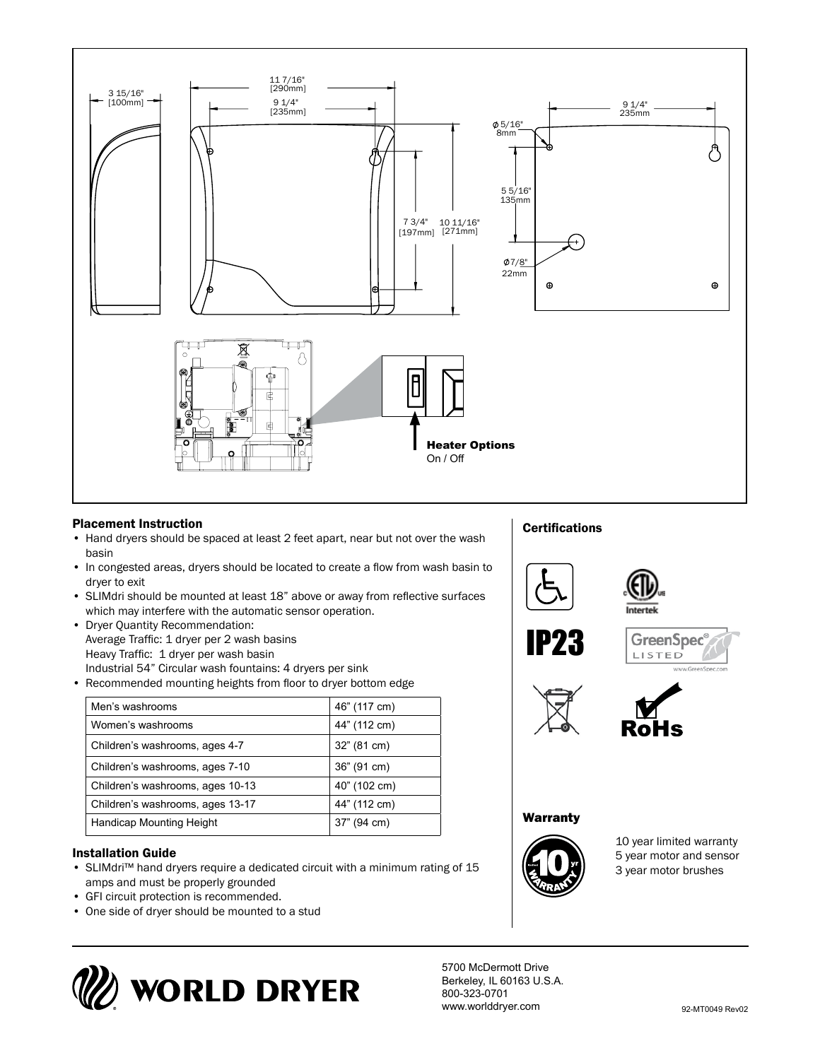3 15/16"
[100mm]

11 7/16"
[290mm]

9 1/4"
[235mm]

7 3/4"
[197mm]

10 11/16"
[271mm]

⌀ 5/16"
8mm

9 1/4"
235mm

5 5/16"
135mm

⌀7/8"
22mm

**Heater Options**
On / Off

### Placement Instruction

- Hand dryers should be spaced at least 2 feet apart, near but not over the wash basin
- In congested areas, dryers should be located to create a flow from wash basin to dryer to exit
- SLIMdri should be mounted at least 18" above or away from reflective surfaces which may interfere with the automatic sensor operation.
- Dryer Quantity Recommendation:
  Average Traffic: 1 dryer per 2 wash basins
  Heavy Traffic: 1 dryer per wash basin
  Industrial 54" Circular wash fountains: 4 dryers per sink
- Recommended mounting heights from floor to dryer bottom edge

| | |
|---|---|
| Men's washrooms | 46" (117 cm) |
| Women's washrooms | 44" (112 cm) |
| Children's washrooms, ages 4-7 | 32" (81 cm) |
| Children's washrooms, ages 7-10 | 36" (91 cm) |
| Children's washrooms, ages 10-13 | 40" (102 cm) |
| Children's washrooms, ages 13-17 | 44" (112 cm) |
| Handicap Mounting Height | 37" (94 cm) |

### Installation Guide

- SLIMdri™ hand dryers require a dedicated circuit with a minimum rating of 15 amps and must be properly grounded
- GFI circuit protection is recommended.
- One side of dryer should be mounted to a stud

### Certifications

Intertek

IP23

GreenSpec® LISTED
www.GreenSpec.com

RoHs

### Warranty

10 year limited warranty
5 year motor and sensor
3 year motor brushes

WORLD DRYER

5700 McDermott Drive
Berkeley, IL 60163 U.S.A.
800-323-0701
www.worlddryer.com

92-MT0049 Rev02